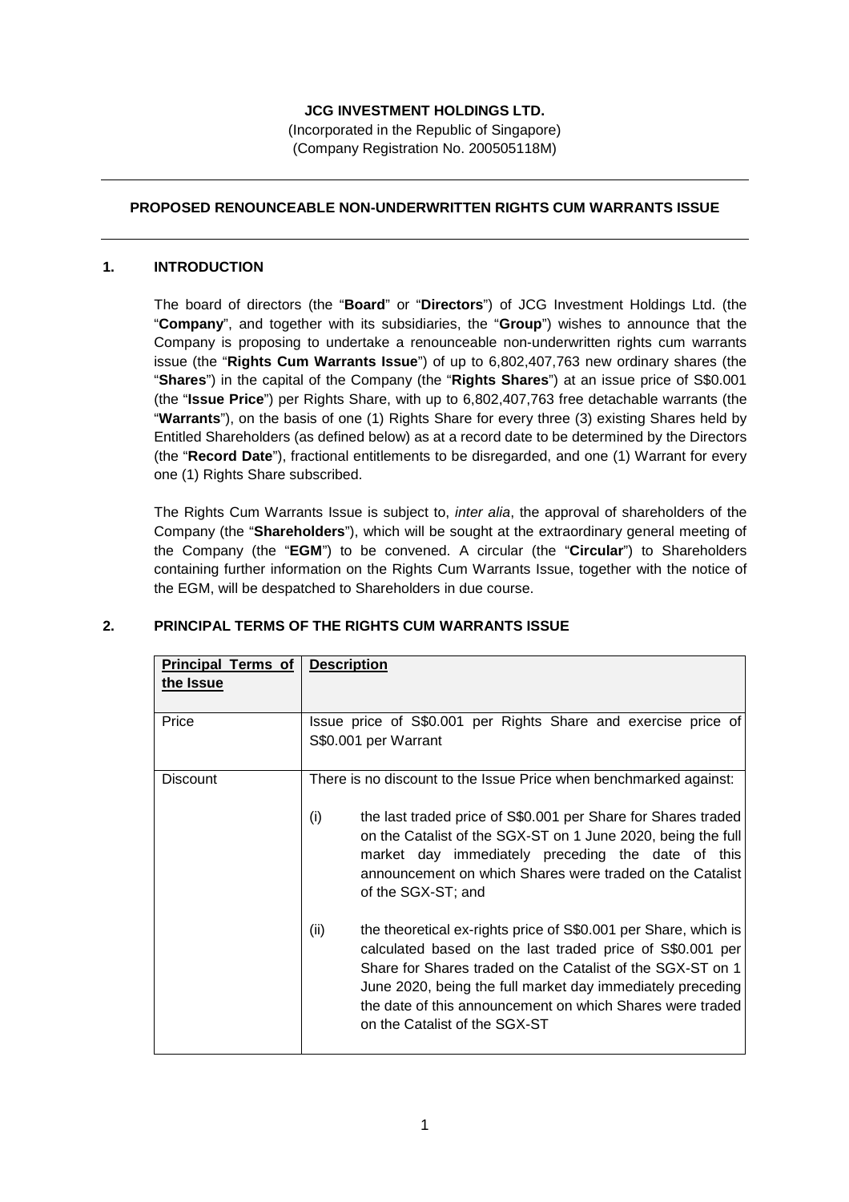**JCG INVESTMENT HOLDINGS LTD.**

(Incorporated in the Republic of Singapore)
(Company Registration No. 200505118M)

---

**PROPOSED RENOUNCEABLE NON-UNDERWRITTEN RIGHTS CUM WARRANTS ISSUE**

---

## 1. INTRODUCTION

The board of directors (the "**Board**" or "**Directors**") of JCG Investment Holdings Ltd. (the "**Company**", and together with its subsidiaries, the "**Group**") wishes to announce that the Company is proposing to undertake a renounceable non-underwritten rights cum warrants issue (the "**Rights Cum Warrants Issue**") of up to 6,802,407,763 new ordinary shares (the "**Shares**") in the capital of the Company (the "**Rights Shares**") at an issue price of S$0.001 (the "**Issue Price**") per Rights Share, with up to 6,802,407,763 free detachable warrants (the "**Warrants**"), on the basis of one (1) Rights Share for every three (3) existing Shares held by Entitled Shareholders (as defined below) as at a record date to be determined by the Directors (the "**Record Date**"), fractional entitlements to be disregarded, and one (1) Warrant for every one (1) Rights Share subscribed.

The Rights Cum Warrants Issue is subject to, *inter alia*, the approval of shareholders of the Company (the "**Shareholders**"), which will be sought at the extraordinary general meeting of the Company (the "**EGM**") to be convened. A circular (the "**Circular**") to Shareholders containing further information on the Rights Cum Warrants Issue, together with the notice of the EGM, will be despatched to Shareholders in due course.

## 2. PRINCIPAL TERMS OF THE RIGHTS CUM WARRANTS ISSUE

| Principal Terms of the Issue | Description |
|---|---|
| Price | Issue price of S$0.001 per Rights Share and exercise price of S$0.001 per Warrant |
| Discount | There is no discount to the Issue Price when benchmarked against:<br><br>(i) the last traded price of S$0.001 per Share for Shares traded on the Catalist of the SGX-ST on 1 June 2020, being the full market day immediately preceding the date of this announcement on which Shares were traded on the Catalist of the SGX-ST; and<br><br>(ii) the theoretical ex-rights price of S$0.001 per Share, which is calculated based on the last traded price of S$0.001 per Share for Shares traded on the Catalist of the SGX-ST on 1 June 2020, being the full market day immediately preceding the date of this announcement on which Shares were traded on the Catalist of the SGX-ST |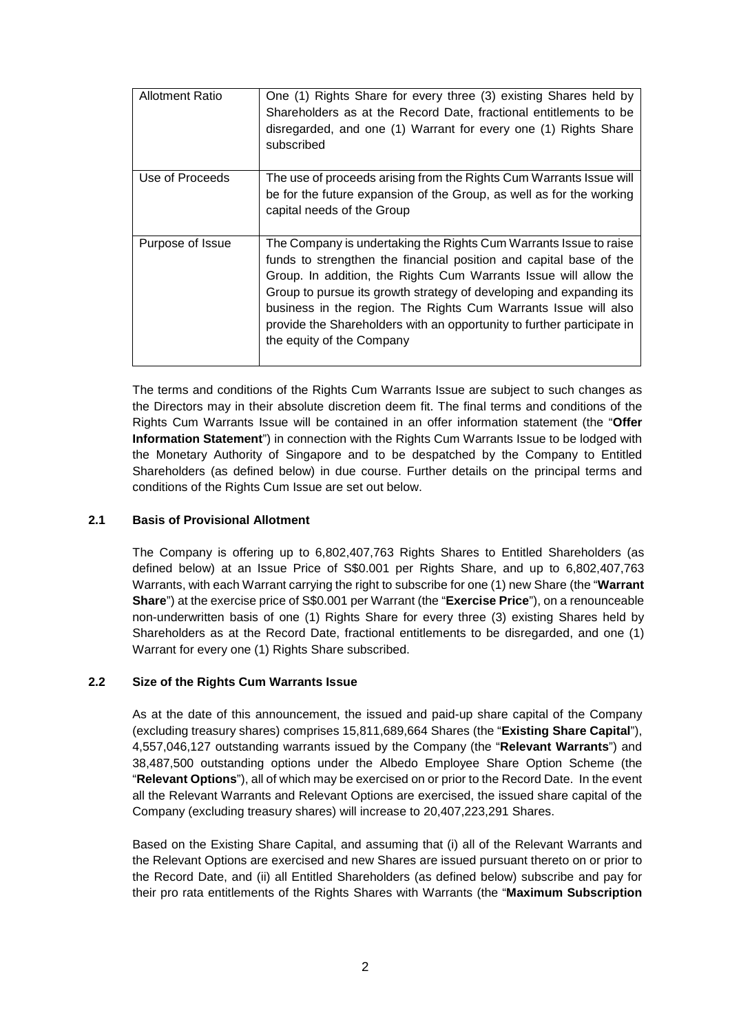| Allotment Ratio | One (1) Rights Share for every three (3) existing Shares held by Shareholders as at the Record Date, fractional entitlements to be disregarded, and one (1) Warrant for every one (1) Rights Share subscribed |
|---|---|
| Use of Proceeds | The use of proceeds arising from the Rights Cum Warrants Issue will be for the future expansion of the Group, as well as for the working capital needs of the Group |
| Purpose of Issue | The Company is undertaking the Rights Cum Warrants Issue to raise funds to strengthen the financial position and capital base of the Group. In addition, the Rights Cum Warrants Issue will allow the Group to pursue its growth strategy of developing and expanding its business in the region. The Rights Cum Warrants Issue will also provide the Shareholders with an opportunity to further participate in the equity of the Company |

The terms and conditions of the Rights Cum Warrants Issue are subject to such changes as the Directors may in their absolute discretion deem fit. The final terms and conditions of the Rights Cum Warrants Issue will be contained in an offer information statement (the "**Offer Information Statement**") in connection with the Rights Cum Warrants Issue to be lodged with the Monetary Authority of Singapore and to be despatched by the Company to Entitled Shareholders (as defined below) in due course. Further details on the principal terms and conditions of the Rights Cum Issue are set out below.

### 2.1 Basis of Provisional Allotment

The Company is offering up to 6,802,407,763 Rights Shares to Entitled Shareholders (as defined below) at an Issue Price of S$0.001 per Rights Share, and up to 6,802,407,763 Warrants, with each Warrant carrying the right to subscribe for one (1) new Share (the "**Warrant Share**") at the exercise price of S$0.001 per Warrant (the "**Exercise Price**"), on a renounceable non-underwritten basis of one (1) Rights Share for every three (3) existing Shares held by Shareholders as at the Record Date, fractional entitlements to be disregarded, and one (1) Warrant for every one (1) Rights Share subscribed.

### 2.2 Size of the Rights Cum Warrants Issue

As at the date of this announcement, the issued and paid-up share capital of the Company (excluding treasury shares) comprises 15,811,689,664 Shares (the "**Existing Share Capital**"), 4,557,046,127 outstanding warrants issued by the Company (the "**Relevant Warrants**") and 38,487,500 outstanding options under the Albedo Employee Share Option Scheme (the "**Relevant Options**"), all of which may be exercised on or prior to the Record Date. In the event all the Relevant Warrants and Relevant Options are exercised, the issued share capital of the Company (excluding treasury shares) will increase to 20,407,223,291 Shares.

Based on the Existing Share Capital, and assuming that (i) all of the Relevant Warrants and the Relevant Options are exercised and new Shares are issued pursuant thereto on or prior to the Record Date, and (ii) all Entitled Shareholders (as defined below) subscribe and pay for their pro rata entitlements of the Rights Shares with Warrants (the "**Maximum Subscription**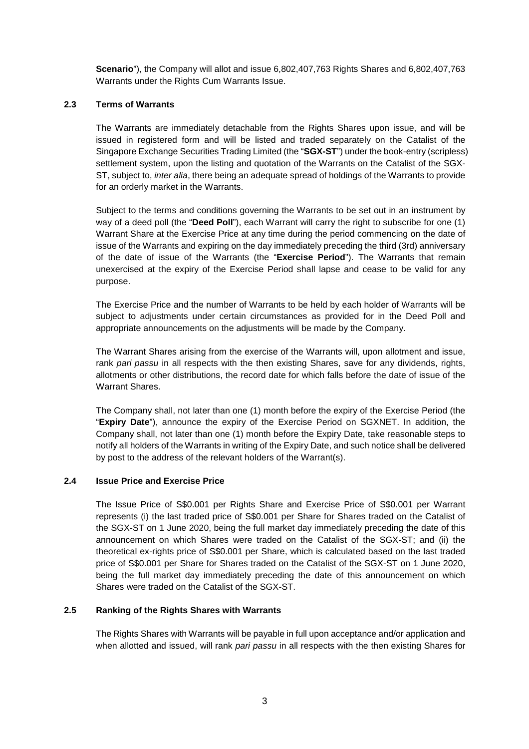**Scenario**"), the Company will allot and issue 6,802,407,763 Rights Shares and 6,802,407,763 Warrants under the Rights Cum Warrants Issue.

### 2.3 Terms of Warrants

The Warrants are immediately detachable from the Rights Shares upon issue, and will be issued in registered form and will be listed and traded separately on the Catalist of the Singapore Exchange Securities Trading Limited (the "**SGX-ST**") under the book-entry (scripless) settlement system, upon the listing and quotation of the Warrants on the Catalist of the SGX-ST, subject to, *inter alia*, there being an adequate spread of holdings of the Warrants to provide for an orderly market in the Warrants.

Subject to the terms and conditions governing the Warrants to be set out in an instrument by way of a deed poll (the "**Deed Poll**"), each Warrant will carry the right to subscribe for one (1) Warrant Share at the Exercise Price at any time during the period commencing on the date of issue of the Warrants and expiring on the day immediately preceding the third (3rd) anniversary of the date of issue of the Warrants (the "**Exercise Period**"). The Warrants that remain unexercised at the expiry of the Exercise Period shall lapse and cease to be valid for any purpose.

The Exercise Price and the number of Warrants to be held by each holder of Warrants will be subject to adjustments under certain circumstances as provided for in the Deed Poll and appropriate announcements on the adjustments will be made by the Company.

The Warrant Shares arising from the exercise of the Warrants will, upon allotment and issue, rank *pari passu* in all respects with the then existing Shares, save for any dividends, rights, allotments or other distributions, the record date for which falls before the date of issue of the Warrant Shares.

The Company shall, not later than one (1) month before the expiry of the Exercise Period (the "**Expiry Date**"), announce the expiry of the Exercise Period on SGXNET. In addition, the Company shall, not later than one (1) month before the Expiry Date, take reasonable steps to notify all holders of the Warrants in writing of the Expiry Date, and such notice shall be delivered by post to the address of the relevant holders of the Warrant(s).

### 2.4 Issue Price and Exercise Price

The Issue Price of S$0.001 per Rights Share and Exercise Price of S$0.001 per Warrant represents (i) the last traded price of S$0.001 per Share for Shares traded on the Catalist of the SGX-ST on 1 June 2020, being the full market day immediately preceding the date of this announcement on which Shares were traded on the Catalist of the SGX-ST; and (ii) the theoretical ex-rights price of S$0.001 per Share, which is calculated based on the last traded price of S$0.001 per Share for Shares traded on the Catalist of the SGX-ST on 1 June 2020, being the full market day immediately preceding the date of this announcement on which Shares were traded on the Catalist of the SGX-ST.

### 2.5 Ranking of the Rights Shares with Warrants

The Rights Shares with Warrants will be payable in full upon acceptance and/or application and when allotted and issued, will rank *pari passu* in all respects with the then existing Shares for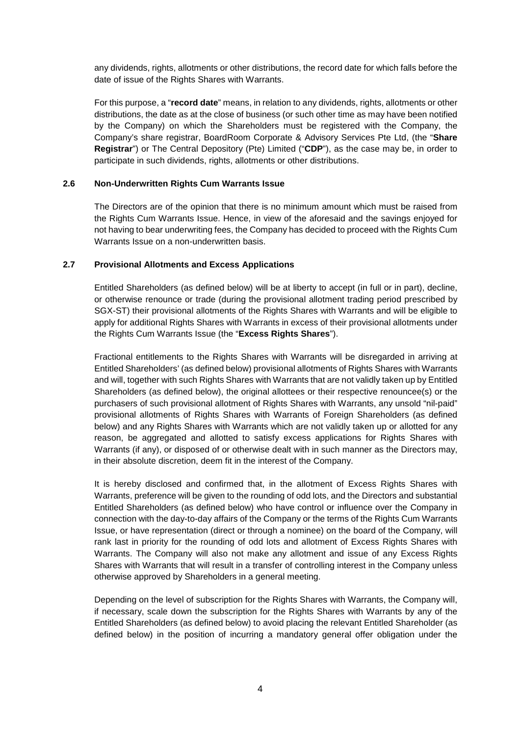any dividends, rights, allotments or other distributions, the record date for which falls before the date of issue of the Rights Shares with Warrants.

For this purpose, a "**record date**" means, in relation to any dividends, rights, allotments or other distributions, the date as at the close of business (or such other time as may have been notified by the Company) on which the Shareholders must be registered with the Company, the Company's share registrar, BoardRoom Corporate & Advisory Services Pte Ltd, (the "**Share Registrar**") or The Central Depository (Pte) Limited ("**CDP**"), as the case may be, in order to participate in such dividends, rights, allotments or other distributions.

### 2.6 Non-Underwritten Rights Cum Warrants Issue

The Directors are of the opinion that there is no minimum amount which must be raised from the Rights Cum Warrants Issue. Hence, in view of the aforesaid and the savings enjoyed for not having to bear underwriting fees, the Company has decided to proceed with the Rights Cum Warrants Issue on a non-underwritten basis.

### 2.7 Provisional Allotments and Excess Applications

Entitled Shareholders (as defined below) will be at liberty to accept (in full or in part), decline, or otherwise renounce or trade (during the provisional allotment trading period prescribed by SGX-ST) their provisional allotments of the Rights Shares with Warrants and will be eligible to apply for additional Rights Shares with Warrants in excess of their provisional allotments under the Rights Cum Warrants Issue (the "**Excess Rights Shares**").

Fractional entitlements to the Rights Shares with Warrants will be disregarded in arriving at Entitled Shareholders' (as defined below) provisional allotments of Rights Shares with Warrants and will, together with such Rights Shares with Warrants that are not validly taken up by Entitled Shareholders (as defined below), the original allottees or their respective renouncee(s) or the purchasers of such provisional allotment of Rights Shares with Warrants, any unsold "nil-paid" provisional allotments of Rights Shares with Warrants of Foreign Shareholders (as defined below) and any Rights Shares with Warrants which are not validly taken up or allotted for any reason, be aggregated and allotted to satisfy excess applications for Rights Shares with Warrants (if any), or disposed of or otherwise dealt with in such manner as the Directors may, in their absolute discretion, deem fit in the interest of the Company.

It is hereby disclosed and confirmed that, in the allotment of Excess Rights Shares with Warrants, preference will be given to the rounding of odd lots, and the Directors and substantial Entitled Shareholders (as defined below) who have control or influence over the Company in connection with the day-to-day affairs of the Company or the terms of the Rights Cum Warrants Issue, or have representation (direct or through a nominee) on the board of the Company, will rank last in priority for the rounding of odd lots and allotment of Excess Rights Shares with Warrants. The Company will also not make any allotment and issue of any Excess Rights Shares with Warrants that will result in a transfer of controlling interest in the Company unless otherwise approved by Shareholders in a general meeting.

Depending on the level of subscription for the Rights Shares with Warrants, the Company will, if necessary, scale down the subscription for the Rights Shares with Warrants by any of the Entitled Shareholders (as defined below) to avoid placing the relevant Entitled Shareholder (as defined below) in the position of incurring a mandatory general offer obligation under the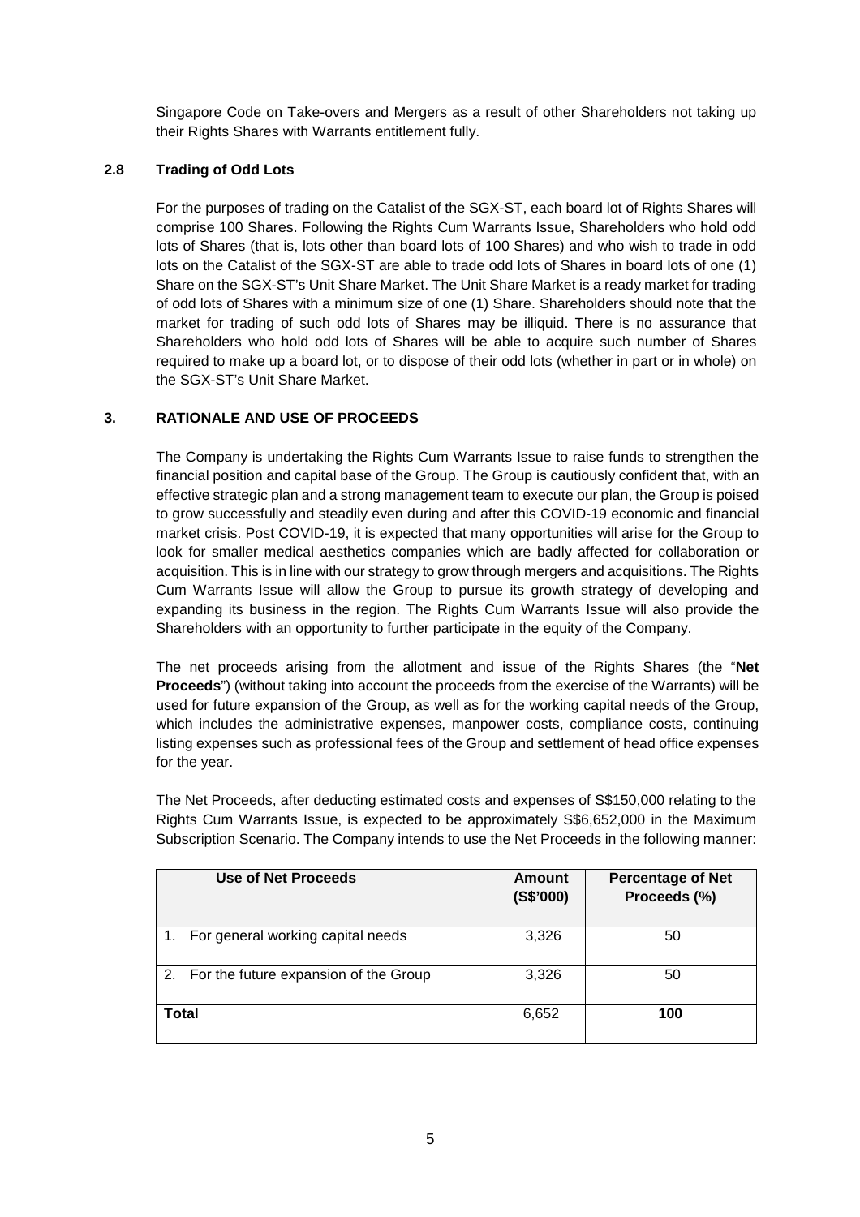Singapore Code on Take-overs and Mergers as a result of other Shareholders not taking up their Rights Shares with Warrants entitlement fully.

### 2.8 Trading of Odd Lots

For the purposes of trading on the Catalist of the SGX-ST, each board lot of Rights Shares will comprise 100 Shares. Following the Rights Cum Warrants Issue, Shareholders who hold odd lots of Shares (that is, lots other than board lots of 100 Shares) and who wish to trade in odd lots on the Catalist of the SGX-ST are able to trade odd lots of Shares in board lots of one (1) Share on the SGX-ST's Unit Share Market. The Unit Share Market is a ready market for trading of odd lots of Shares with a minimum size of one (1) Share. Shareholders should note that the market for trading of such odd lots of Shares may be illiquid. There is no assurance that Shareholders who hold odd lots of Shares will be able to acquire such number of Shares required to make up a board lot, or to dispose of their odd lots (whether in part or in whole) on the SGX-ST's Unit Share Market.

## 3. RATIONALE AND USE OF PROCEEDS

The Company is undertaking the Rights Cum Warrants Issue to raise funds to strengthen the financial position and capital base of the Group. The Group is cautiously confident that, with an effective strategic plan and a strong management team to execute our plan, the Group is poised to grow successfully and steadily even during and after this COVID-19 economic and financial market crisis. Post COVID-19, it is expected that many opportunities will arise for the Group to look for smaller medical aesthetics companies which are badly affected for collaboration or acquisition. This is in line with our strategy to grow through mergers and acquisitions. The Rights Cum Warrants Issue will allow the Group to pursue its growth strategy of developing and expanding its business in the region. The Rights Cum Warrants Issue will also provide the Shareholders with an opportunity to further participate in the equity of the Company.

The net proceeds arising from the allotment and issue of the Rights Shares (the "**Net Proceeds**") (without taking into account the proceeds from the exercise of the Warrants) will be used for future expansion of the Group, as well as for the working capital needs of the Group, which includes the administrative expenses, manpower costs, compliance costs, continuing listing expenses such as professional fees of the Group and settlement of head office expenses for the year.

The Net Proceeds, after deducting estimated costs and expenses of S$150,000 relating to the Rights Cum Warrants Issue, is expected to be approximately S$6,652,000 in the Maximum Subscription Scenario. The Company intends to use the Net Proceeds in the following manner:

| Use of Net Proceeds | Amount (S$'000) | Percentage of Net Proceeds (%) |
|---|---|---|
| 1. For general working capital needs | 3,326 | 50 |
| 2. For the future expansion of the Group | 3,326 | 50 |
| **Total** | 6,652 | **100** |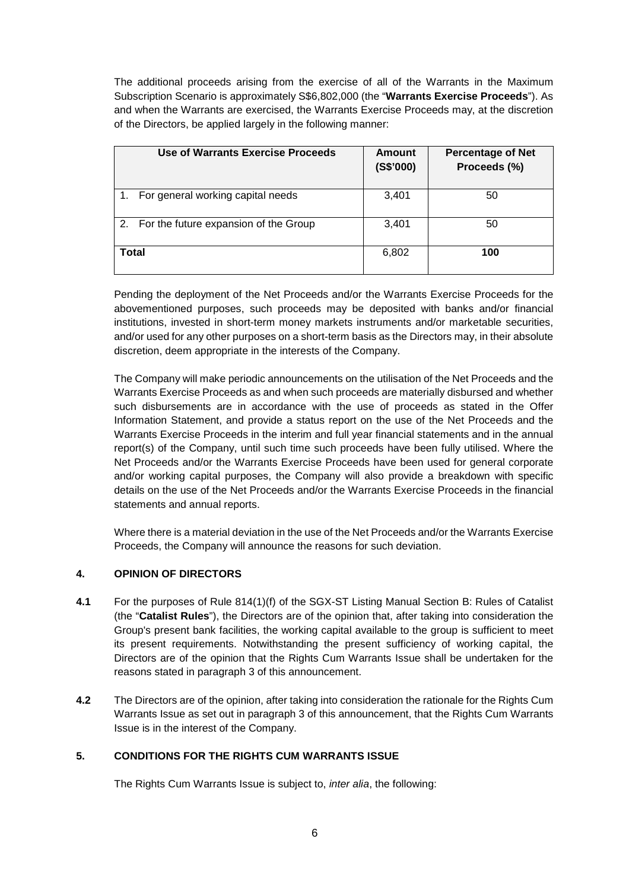The additional proceeds arising from the exercise of all of the Warrants in the Maximum Subscription Scenario is approximately S$6,802,000 (the "**Warrants Exercise Proceeds**"). As and when the Warrants are exercised, the Warrants Exercise Proceeds may, at the discretion of the Directors, be applied largely in the following manner:

| Use of Warrants Exercise Proceeds | Amount (S$'000) | Percentage of Net Proceeds (%) |
|---|---|---|
| 1. For general working capital needs | 3,401 | 50 |
| 2. For the future expansion of the Group | 3,401 | 50 |
| **Total** | 6,802 | **100** |

Pending the deployment of the Net Proceeds and/or the Warrants Exercise Proceeds for the abovementioned purposes, such proceeds may be deposited with banks and/or financial institutions, invested in short-term money markets instruments and/or marketable securities, and/or used for any other purposes on a short-term basis as the Directors may, in their absolute discretion, deem appropriate in the interests of the Company.

The Company will make periodic announcements on the utilisation of the Net Proceeds and the Warrants Exercise Proceeds as and when such proceeds are materially disbursed and whether such disbursements are in accordance with the use of proceeds as stated in the Offer Information Statement, and provide a status report on the use of the Net Proceeds and the Warrants Exercise Proceeds in the interim and full year financial statements and in the annual report(s) of the Company, until such time such proceeds have been fully utilised. Where the Net Proceeds and/or the Warrants Exercise Proceeds have been used for general corporate and/or working capital purposes, the Company will also provide a breakdown with specific details on the use of the Net Proceeds and/or the Warrants Exercise Proceeds in the financial statements and annual reports.

Where there is a material deviation in the use of the Net Proceeds and/or the Warrants Exercise Proceeds, the Company will announce the reasons for such deviation.

## 4. OPINION OF DIRECTORS

**4.1** For the purposes of Rule 814(1)(f) of the SGX-ST Listing Manual Section B: Rules of Catalist (the "**Catalist Rules**"), the Directors are of the opinion that, after taking into consideration the Group's present bank facilities, the working capital available to the group is sufficient to meet its present requirements. Notwithstanding the present sufficiency of working capital, the Directors are of the opinion that the Rights Cum Warrants Issue shall be undertaken for the reasons stated in paragraph 3 of this announcement.

**4.2** The Directors are of the opinion, after taking into consideration the rationale for the Rights Cum Warrants Issue as set out in paragraph 3 of this announcement, that the Rights Cum Warrants Issue is in the interest of the Company.

## 5. CONDITIONS FOR THE RIGHTS CUM WARRANTS ISSUE

The Rights Cum Warrants Issue is subject to, *inter alia*, the following: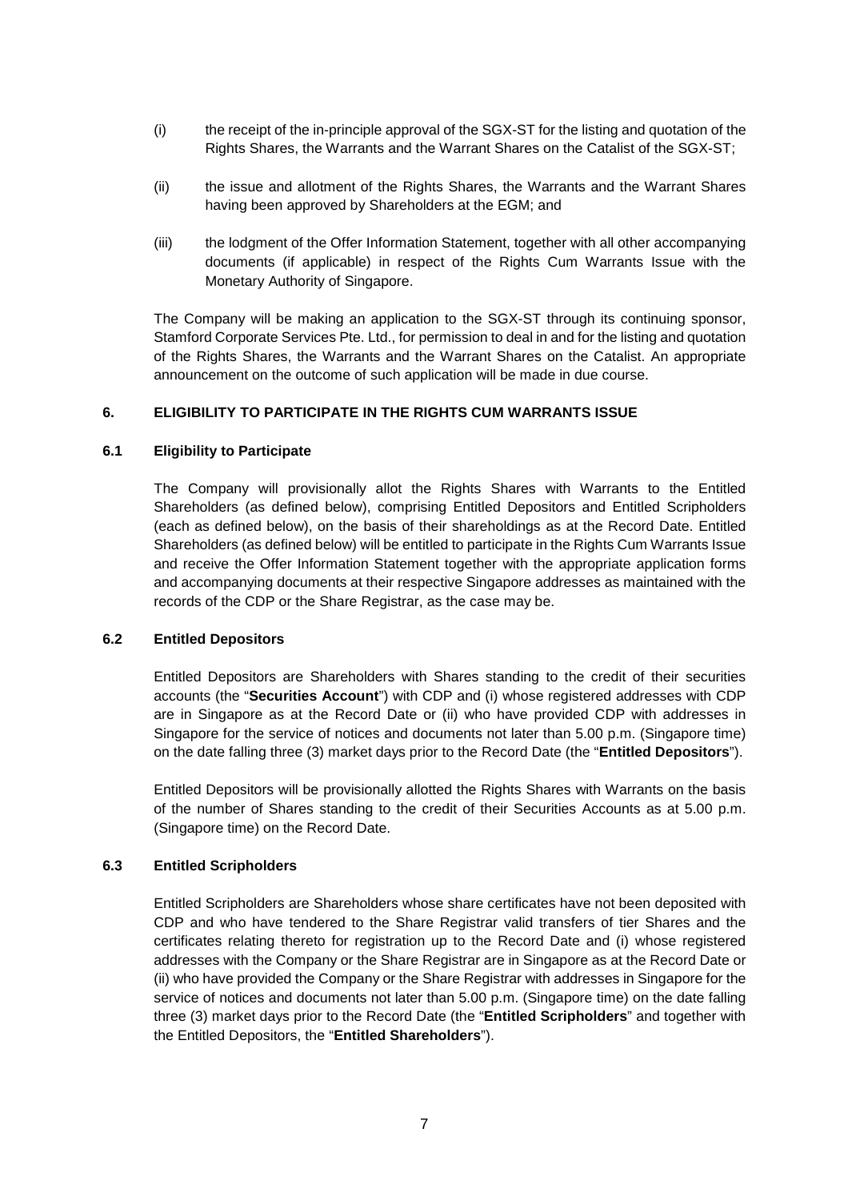(i) the receipt of the in-principle approval of the SGX-ST for the listing and quotation of the Rights Shares, the Warrants and the Warrant Shares on the Catalist of the SGX-ST;

(ii) the issue and allotment of the Rights Shares, the Warrants and the Warrant Shares having been approved by Shareholders at the EGM; and

(iii) the lodgment of the Offer Information Statement, together with all other accompanying documents (if applicable) in respect of the Rights Cum Warrants Issue with the Monetary Authority of Singapore.

The Company will be making an application to the SGX-ST through its continuing sponsor, Stamford Corporate Services Pte. Ltd., for permission to deal in and for the listing and quotation of the Rights Shares, the Warrants and the Warrant Shares on the Catalist. An appropriate announcement on the outcome of such application will be made in due course.

## 6. ELIGIBILITY TO PARTICIPATE IN THE RIGHTS CUM WARRANTS ISSUE

### 6.1 Eligibility to Participate

The Company will provisionally allot the Rights Shares with Warrants to the Entitled Shareholders (as defined below), comprising Entitled Depositors and Entitled Scripholders (each as defined below), on the basis of their shareholdings as at the Record Date. Entitled Shareholders (as defined below) will be entitled to participate in the Rights Cum Warrants Issue and receive the Offer Information Statement together with the appropriate application forms and accompanying documents at their respective Singapore addresses as maintained with the records of the CDP or the Share Registrar, as the case may be.

### 6.2 Entitled Depositors

Entitled Depositors are Shareholders with Shares standing to the credit of their securities accounts (the "**Securities Account**") with CDP and (i) whose registered addresses with CDP are in Singapore as at the Record Date or (ii) who have provided CDP with addresses in Singapore for the service of notices and documents not later than 5.00 p.m. (Singapore time) on the date falling three (3) market days prior to the Record Date (the "**Entitled Depositors**").

Entitled Depositors will be provisionally allotted the Rights Shares with Warrants on the basis of the number of Shares standing to the credit of their Securities Accounts as at 5.00 p.m. (Singapore time) on the Record Date.

### 6.3 Entitled Scripholders

Entitled Scripholders are Shareholders whose share certificates have not been deposited with CDP and who have tendered to the Share Registrar valid transfers of tier Shares and the certificates relating thereto for registration up to the Record Date and (i) whose registered addresses with the Company or the Share Registrar are in Singapore as at the Record Date or (ii) who have provided the Company or the Share Registrar with addresses in Singapore for the service of notices and documents not later than 5.00 p.m. (Singapore time) on the date falling three (3) market days prior to the Record Date (the "**Entitled Scripholders**" and together with the Entitled Depositors, the "**Entitled Shareholders**").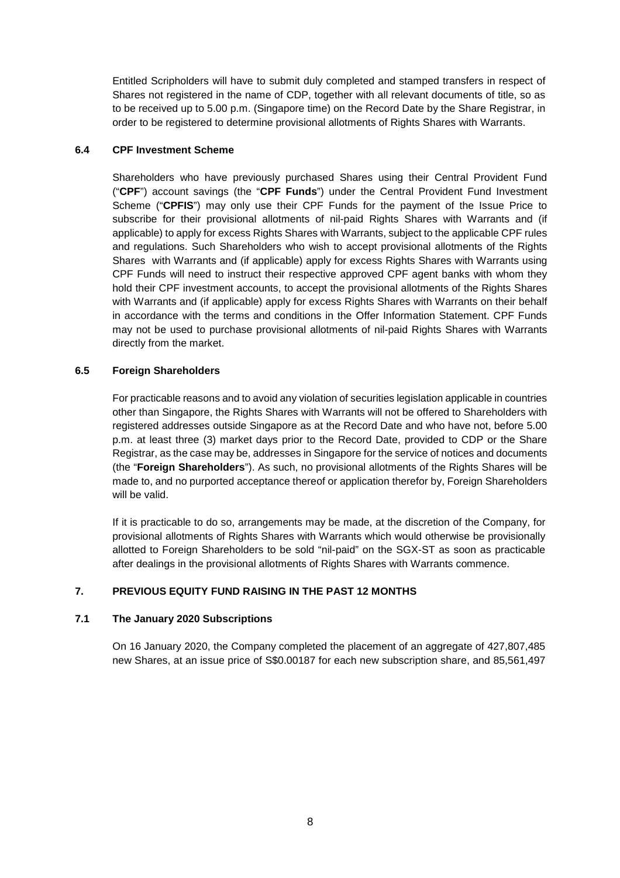Entitled Scripholders will have to submit duly completed and stamped transfers in respect of Shares not registered in the name of CDP, together with all relevant documents of title, so as to be received up to 5.00 p.m. (Singapore time) on the Record Date by the Share Registrar, in order to be registered to determine provisional allotments of Rights Shares with Warrants.

### 6.4 CPF Investment Scheme

Shareholders who have previously purchased Shares using their Central Provident Fund ("**CPF**") account savings (the "**CPF Funds**") under the Central Provident Fund Investment Scheme ("**CPFIS**") may only use their CPF Funds for the payment of the Issue Price to subscribe for their provisional allotments of nil-paid Rights Shares with Warrants and (if applicable) to apply for excess Rights Shares with Warrants, subject to the applicable CPF rules and regulations. Such Shareholders who wish to accept provisional allotments of the Rights Shares with Warrants and (if applicable) apply for excess Rights Shares with Warrants using CPF Funds will need to instruct their respective approved CPF agent banks with whom they hold their CPF investment accounts, to accept the provisional allotments of the Rights Shares with Warrants and (if applicable) apply for excess Rights Shares with Warrants on their behalf in accordance with the terms and conditions in the Offer Information Statement. CPF Funds may not be used to purchase provisional allotments of nil-paid Rights Shares with Warrants directly from the market.

### 6.5 Foreign Shareholders

For practicable reasons and to avoid any violation of securities legislation applicable in countries other than Singapore, the Rights Shares with Warrants will not be offered to Shareholders with registered addresses outside Singapore as at the Record Date and who have not, before 5.00 p.m. at least three (3) market days prior to the Record Date, provided to CDP or the Share Registrar, as the case may be, addresses in Singapore for the service of notices and documents (the "**Foreign Shareholders**"). As such, no provisional allotments of the Rights Shares will be made to, and no purported acceptance thereof or application therefor by, Foreign Shareholders will be valid.

If it is practicable to do so, arrangements may be made, at the discretion of the Company, for provisional allotments of Rights Shares with Warrants which would otherwise be provisionally allotted to Foreign Shareholders to be sold "nil-paid" on the SGX-ST as soon as practicable after dealings in the provisional allotments of Rights Shares with Warrants commence.

## 7. PREVIOUS EQUITY FUND RAISING IN THE PAST 12 MONTHS

### 7.1 The January 2020 Subscriptions

On 16 January 2020, the Company completed the placement of an aggregate of 427,807,485 new Shares, at an issue price of S$0.00187 for each new subscription share, and 85,561,497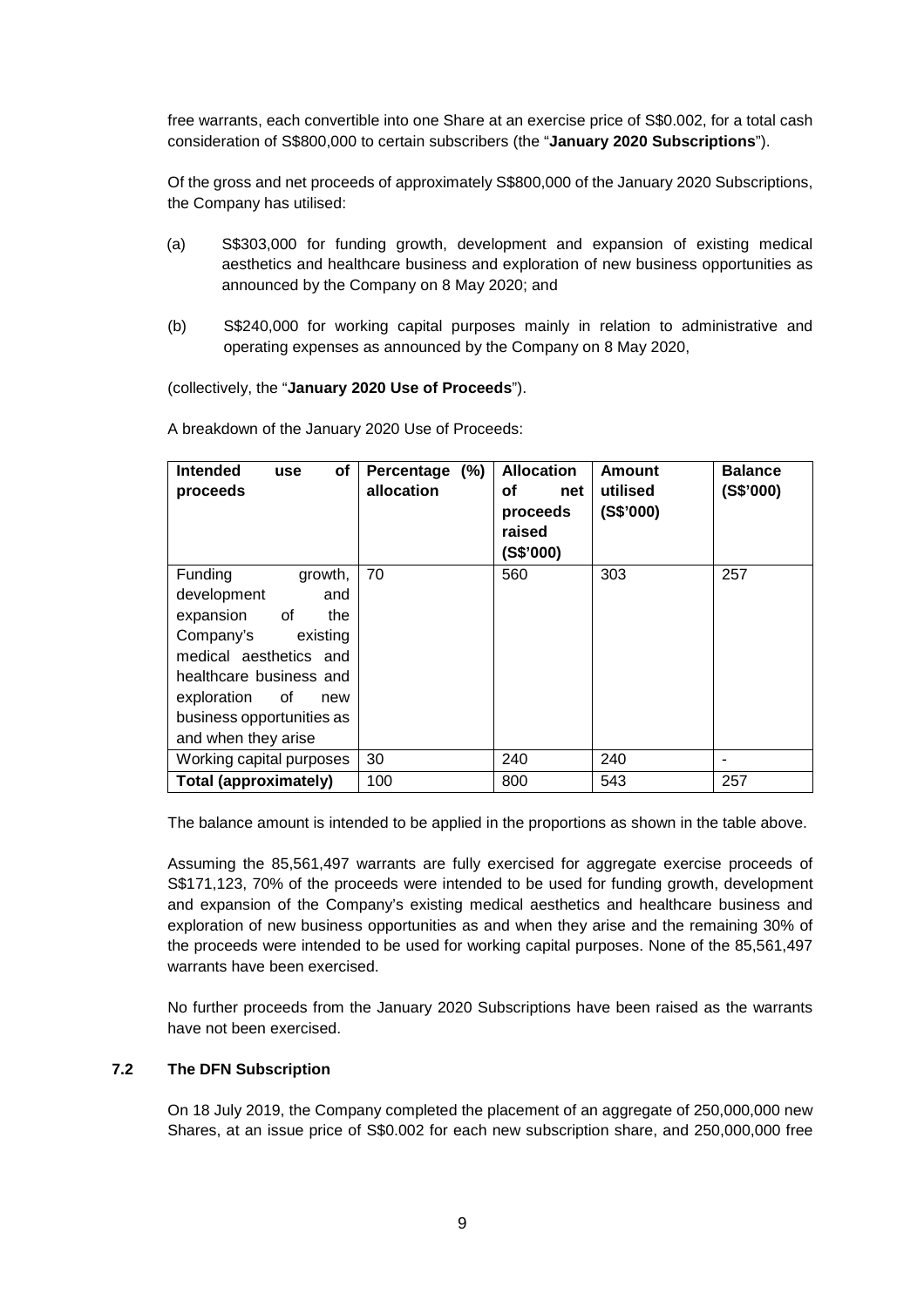free warrants, each convertible into one Share at an exercise price of S$0.002, for a total cash consideration of S$800,000 to certain subscribers (the "**January 2020 Subscriptions**").

Of the gross and net proceeds of approximately S$800,000 of the January 2020 Subscriptions, the Company has utilised:

(a) S$303,000 for funding growth, development and expansion of existing medical aesthetics and healthcare business and exploration of new business opportunities as announced by the Company on 8 May 2020; and

(b) S$240,000 for working capital purposes mainly in relation to administrative and operating expenses as announced by the Company on 8 May 2020,

(collectively, the "**January 2020 Use of Proceeds**").

A breakdown of the January 2020 Use of Proceeds:

| **Intended use of proceeds** | **Percentage (%) allocation** | **Allocation of net proceeds raised (S$'000)** | **Amount utilised (S$'000)** | **Balance (S$'000)** |
|---|---|---|---|---|
| Funding growth, development and expansion of the Company's existing medical aesthetics and healthcare business and exploration of new business opportunities as and when they arise | 70 | 560 | 303 | 257 |
| Working capital purposes | 30 | 240 | 240 | - |
| **Total (approximately)** | 100 | 800 | 543 | 257 |

The balance amount is intended to be applied in the proportions as shown in the table above.

Assuming the 85,561,497 warrants are fully exercised for aggregate exercise proceeds of S$171,123, 70% of the proceeds were intended to be used for funding growth, development and expansion of the Company's existing medical aesthetics and healthcare business and exploration of new business opportunities as and when they arise and the remaining 30% of the proceeds were intended to be used for working capital purposes. None of the 85,561,497 warrants have been exercised.

No further proceeds from the January 2020 Subscriptions have been raised as the warrants have not been exercised.

### 7.2 The DFN Subscription

On 18 July 2019, the Company completed the placement of an aggregate of 250,000,000 new Shares, at an issue price of S$0.002 for each new subscription share, and 250,000,000 free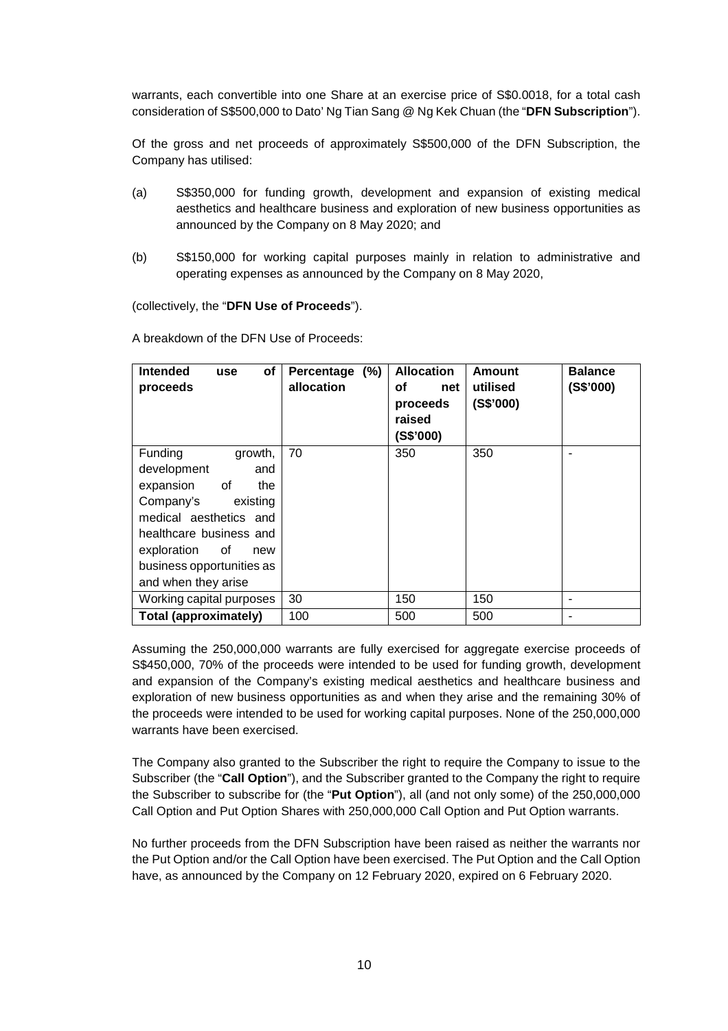warrants, each convertible into one Share at an exercise price of S$0.0018, for a total cash consideration of S$500,000 to Dato' Ng Tian Sang @ Ng Kek Chuan (the "**DFN Subscription**").

Of the gross and net proceeds of approximately S$500,000 of the DFN Subscription, the Company has utilised:

(a) S$350,000 for funding growth, development and expansion of existing medical aesthetics and healthcare business and exploration of new business opportunities as announced by the Company on 8 May 2020; and

(b) S$150,000 for working capital purposes mainly in relation to administrative and operating expenses as announced by the Company on 8 May 2020,

(collectively, the "**DFN Use of Proceeds**").

A breakdown of the DFN Use of Proceeds:

| **Intended use of proceeds** | **Percentage (%) allocation** | **Allocation of net proceeds raised (S$'000)** | **Amount utilised (S$'000)** | **Balance (S$'000)** |
|---|---|---|---|---|
| Funding growth, development and expansion of the Company's existing medical aesthetics and healthcare business and exploration of new business opportunities as and when they arise | 70 | 350 | 350 | - |
| Working capital purposes | 30 | 150 | 150 | - |
| **Total (approximately)** | 100 | 500 | 500 | - |

Assuming the 250,000,000 warrants are fully exercised for aggregate exercise proceeds of S$450,000, 70% of the proceeds were intended to be used for funding growth, development and expansion of the Company's existing medical aesthetics and healthcare business and exploration of new business opportunities as and when they arise and the remaining 30% of the proceeds were intended to be used for working capital purposes. None of the 250,000,000 warrants have been exercised.

The Company also granted to the Subscriber the right to require the Company to issue to the Subscriber (the "**Call Option**"), and the Subscriber granted to the Company the right to require the Subscriber to subscribe for (the "**Put Option**"), all (and not only some) of the 250,000,000 Call Option and Put Option Shares with 250,000,000 Call Option and Put Option warrants.

No further proceeds from the DFN Subscription have been raised as neither the warrants nor the Put Option and/or the Call Option have been exercised. The Put Option and the Call Option have, as announced by the Company on 12 February 2020, expired on 6 February 2020.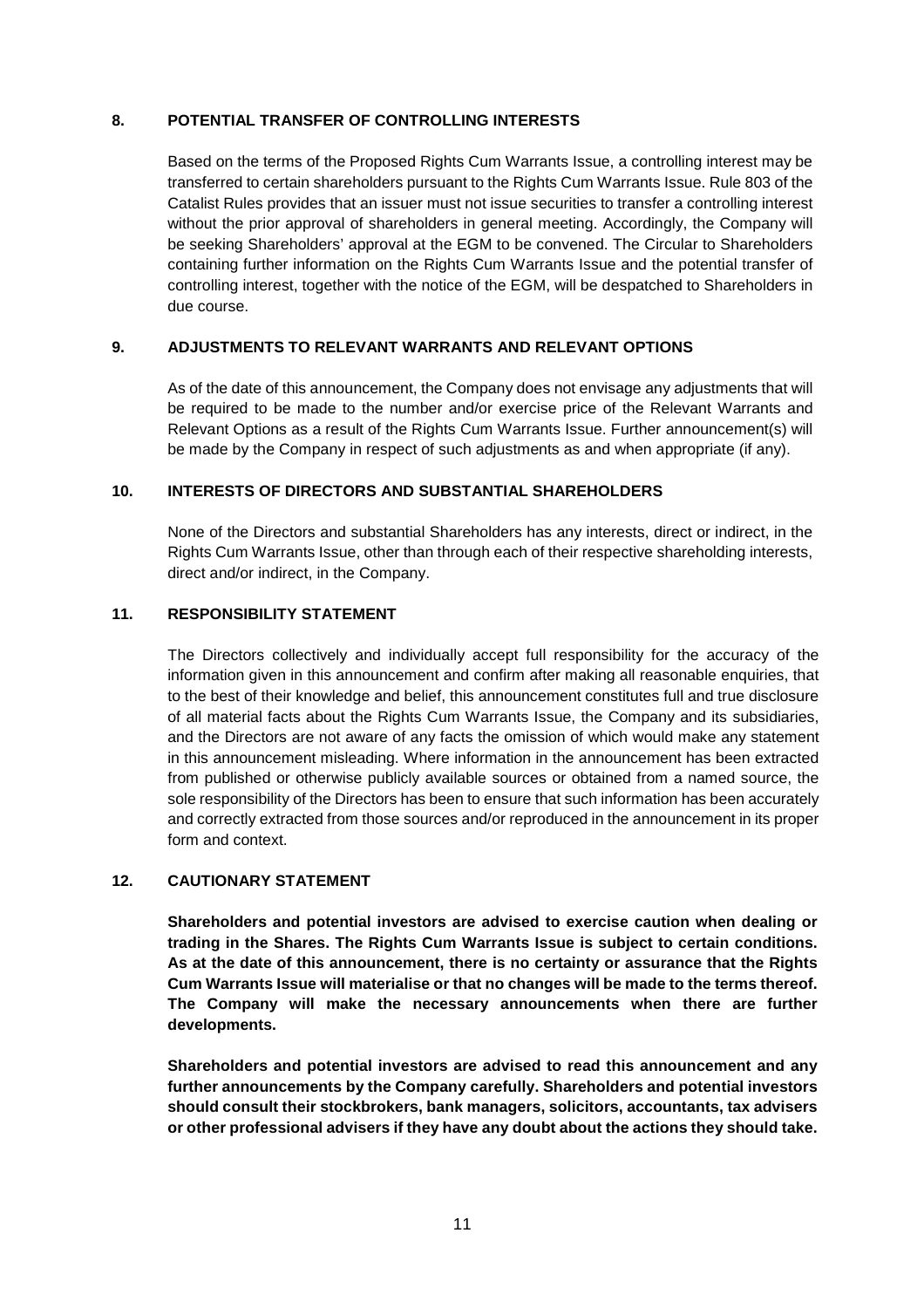## 8. POTENTIAL TRANSFER OF CONTROLLING INTERESTS

Based on the terms of the Proposed Rights Cum Warrants Issue, a controlling interest may be transferred to certain shareholders pursuant to the Rights Cum Warrants Issue. Rule 803 of the Catalist Rules provides that an issuer must not issue securities to transfer a controlling interest without the prior approval of shareholders in general meeting. Accordingly, the Company will be seeking Shareholders' approval at the EGM to be convened. The Circular to Shareholders containing further information on the Rights Cum Warrants Issue and the potential transfer of controlling interest, together with the notice of the EGM, will be despatched to Shareholders in due course.

## 9. ADJUSTMENTS TO RELEVANT WARRANTS AND RELEVANT OPTIONS

As of the date of this announcement, the Company does not envisage any adjustments that will be required to be made to the number and/or exercise price of the Relevant Warrants and Relevant Options as a result of the Rights Cum Warrants Issue. Further announcement(s) will be made by the Company in respect of such adjustments as and when appropriate (if any).

## 10. INTERESTS OF DIRECTORS AND SUBSTANTIAL SHAREHOLDERS

None of the Directors and substantial Shareholders has any interests, direct or indirect, in the Rights Cum Warrants Issue, other than through each of their respective shareholding interests, direct and/or indirect, in the Company.

## 11. RESPONSIBILITY STATEMENT

The Directors collectively and individually accept full responsibility for the accuracy of the information given in this announcement and confirm after making all reasonable enquiries, that to the best of their knowledge and belief, this announcement constitutes full and true disclosure of all material facts about the Rights Cum Warrants Issue, the Company and its subsidiaries, and the Directors are not aware of any facts the omission of which would make any statement in this announcement misleading. Where information in the announcement has been extracted from published or otherwise publicly available sources or obtained from a named source, the sole responsibility of the Directors has been to ensure that such information has been accurately and correctly extracted from those sources and/or reproduced in the announcement in its proper form and context.

## 12. CAUTIONARY STATEMENT

**Shareholders and potential investors are advised to exercise caution when dealing or trading in the Shares. The Rights Cum Warrants Issue is subject to certain conditions. As at the date of this announcement, there is no certainty or assurance that the Rights Cum Warrants Issue will materialise or that no changes will be made to the terms thereof. The Company will make the necessary announcements when there are further developments.**

**Shareholders and potential investors are advised to read this announcement and any further announcements by the Company carefully. Shareholders and potential investors should consult their stockbrokers, bank managers, solicitors, accountants, tax advisers or other professional advisers if they have any doubt about the actions they should take.**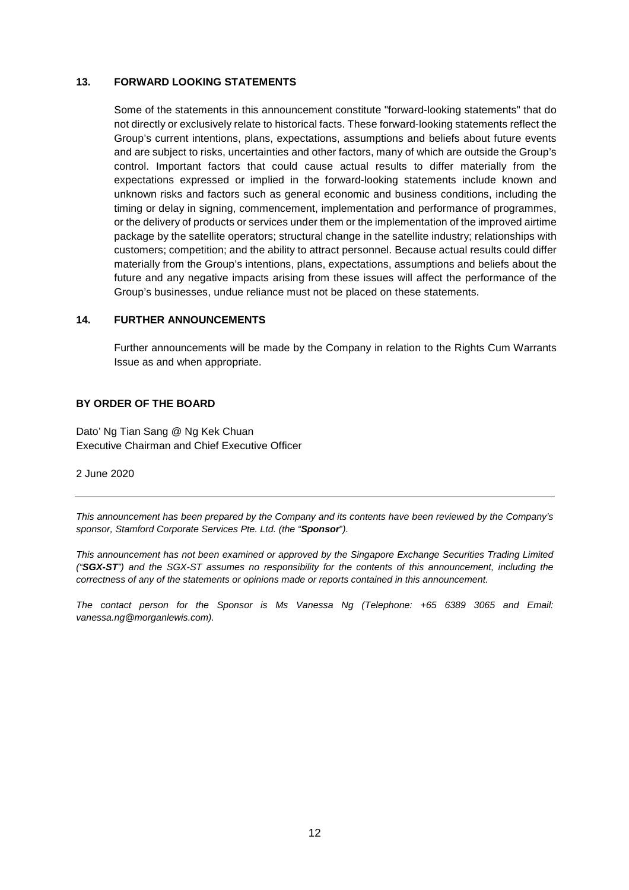## 13. FORWARD LOOKING STATEMENTS

Some of the statements in this announcement constitute "forward-looking statements" that do not directly or exclusively relate to historical facts. These forward-looking statements reflect the Group's current intentions, plans, expectations, assumptions and beliefs about future events and are subject to risks, uncertainties and other factors, many of which are outside the Group's control. Important factors that could cause actual results to differ materially from the expectations expressed or implied in the forward-looking statements include known and unknown risks and factors such as general economic and business conditions, including the timing or delay in signing, commencement, implementation and performance of programmes, or the delivery of products or services under them or the implementation of the improved airtime package by the satellite operators; structural change in the satellite industry; relationships with customers; competition; and the ability to attract personnel. Because actual results could differ materially from the Group's intentions, plans, expectations, assumptions and beliefs about the future and any negative impacts arising from these issues will affect the performance of the Group's businesses, undue reliance must not be placed on these statements.

## 14. FURTHER ANNOUNCEMENTS

Further announcements will be made by the Company in relation to the Rights Cum Warrants Issue as and when appropriate.

**BY ORDER OF THE BOARD**

Dato' Ng Tian Sang @ Ng Kek Chuan
Executive Chairman and Chief Executive Officer

2 June 2020

---

*This announcement has been prepared by the Company and its contents have been reviewed by the Company's sponsor, Stamford Corporate Services Pte. Ltd. (the "**Sponsor**").*

*This announcement has not been examined or approved by the Singapore Exchange Securities Trading Limited ("**SGX-ST**") and the SGX-ST assumes no responsibility for the contents of this announcement, including the correctness of any of the statements or opinions made or reports contained in this announcement.*

*The contact person for the Sponsor is Ms Vanessa Ng (Telephone: +65 6389 3065 and Email: vanessa.ng@morganlewis.com).*